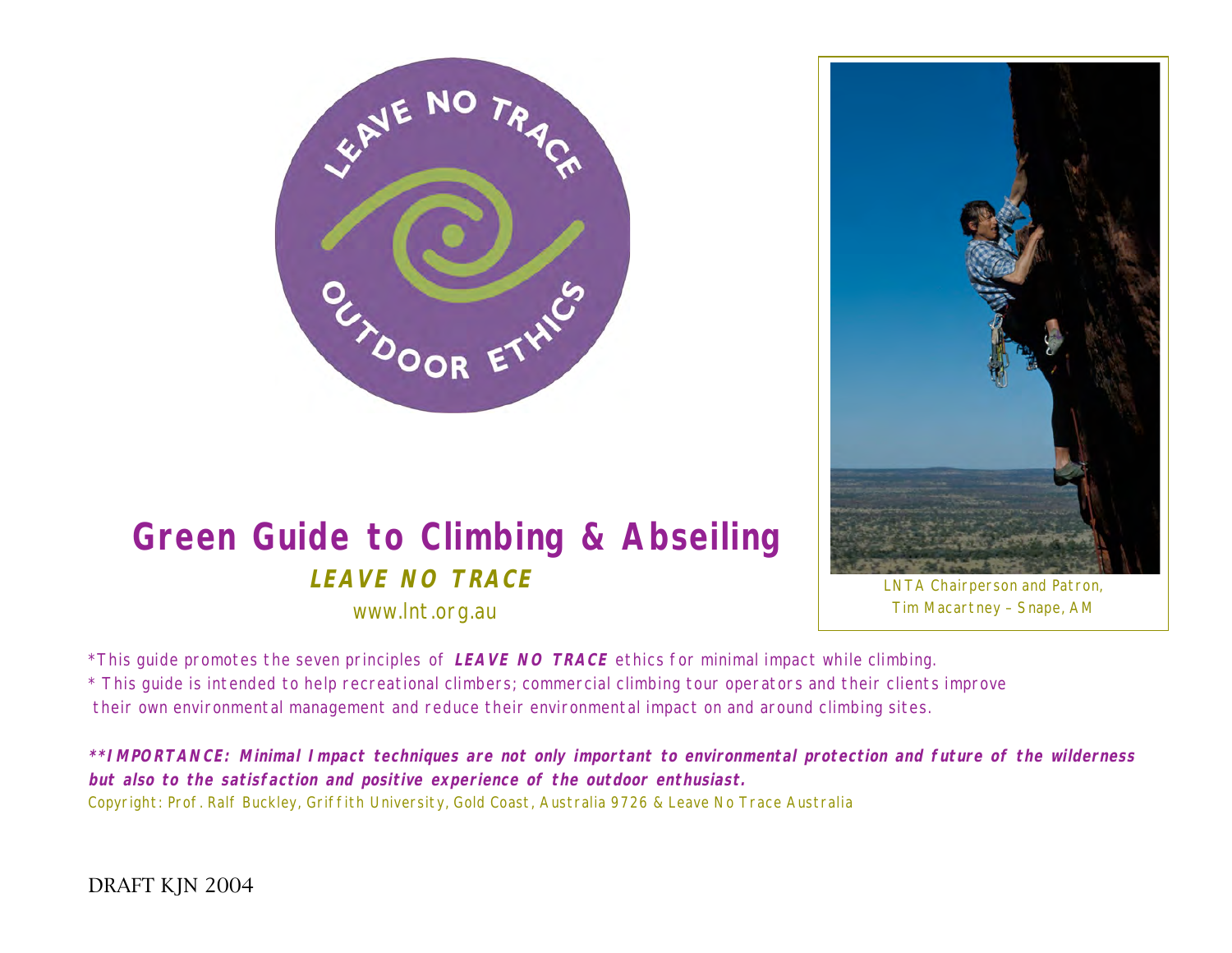LEAVE NO TRACE

OUTDOOR ETHICS

# Green Guide to Climbing & Abseiling

## *LEAVE NO TRACE*

www.lnt.org.au

LNTA Chairperson and Patron, Tim Macartney – Snape, AM

*This guide promotes the seven principles of ***LEAVE NO TRACE*** ethics for minimal impact while climbing.

* This guide is intended to help recreational climbers; commercial climbing tour operators and their clients improve their own environmental management and reduce their environmental impact on and around climbing sites.

***\*\*IMPORTANCE: Minimal Impact techniques are not only important to environmental protection and future of the wilderness but also to the satisfaction and positive experience of the outdoor enthusiast.***

Copyright: Prof. Ralf Buckley, Griffith University, Gold Coast, Australia 9726 & Leave No Trace Australia

DRAFT KJN 2004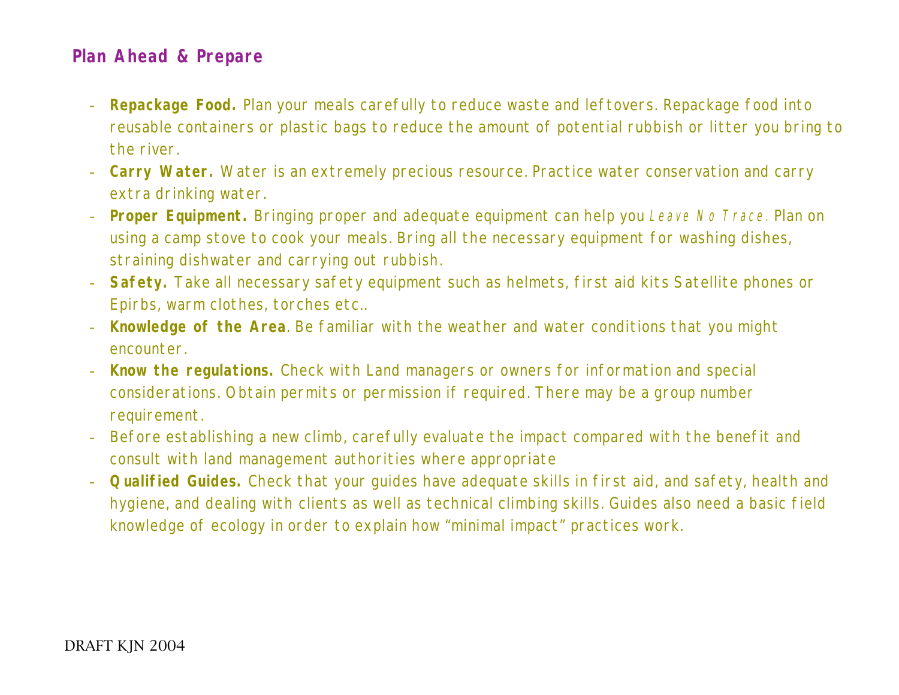## Plan Ahead & Prepare

- **Repackage Food.** Plan your meals carefully to reduce waste and leftovers. Repackage food into reusable containers or plastic bags to reduce the amount of potential rubbish or litter you bring to the river.
- **Carry Water.** Water is an extremely precious resource. Practice water conservation and carry extra drinking water.
- **Proper Equipment.** Bringing proper and adequate equipment can help you *Leave No Trace.* Plan on using a camp stove to cook your meals. Bring all the necessary equipment for washing dishes, straining dishwater and carrying out rubbish.
- **Safety.** Take all necessary safety equipment such as helmets, first aid kits Satellite phones or Epirbs, warm clothes, torches etc..
- **Knowledge of the Area**. Be familiar with the weather and water conditions that you might encounter.
- **Know the regulations.** Check with Land managers or owners for information and special considerations. Obtain permits or permission if required. There may be a group number requirement.
- Before establishing a new climb, carefully evaluate the impact compared with the benefit and consult with land management authorities where appropriate
- **Qualified Guides.** Check that your guides have adequate skills in first aid, and safety, health and hygiene, and dealing with clients as well as technical climbing skills. Guides also need a basic field knowledge of ecology in order to explain how "minimal impact" practices work.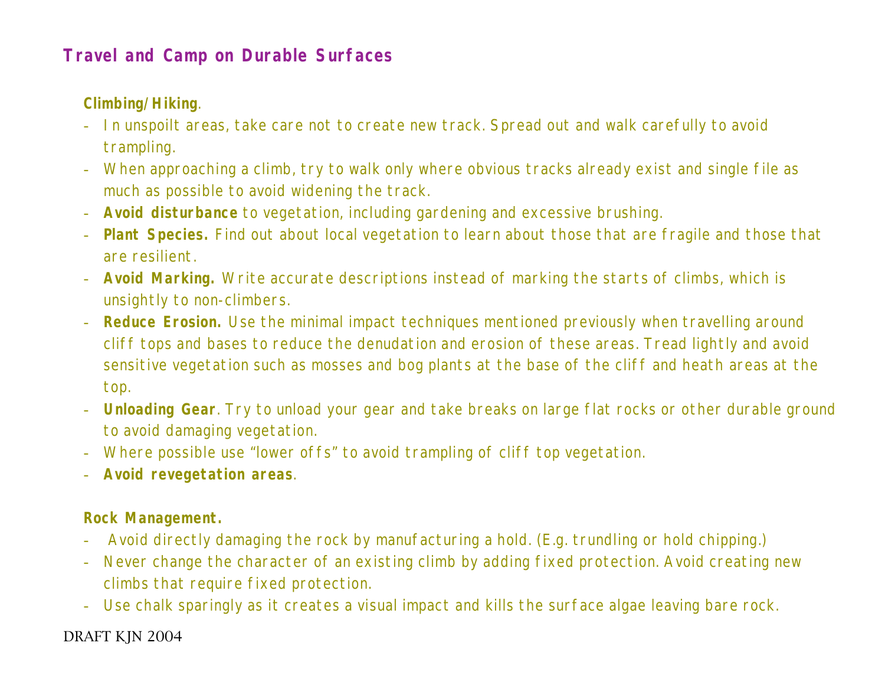## Travel and Camp on Durable Surfaces

**Climbing/Hiking**.

- In unspoilt areas, take care not to create new track. Spread out and walk carefully to avoid trampling.
- When approaching a climb, try to walk only where obvious tracks already exist and single file as much as possible to avoid widening the track.
- **Avoid disturbance** to vegetation, including gardening and excessive brushing.
- **Plant Species.** Find out about local vegetation to learn about those that are fragile and those that are resilient.
- **Avoid Marking.** Write accurate descriptions instead of marking the starts of climbs, which is unsightly to non-climbers.
- **Reduce Erosion.** Use the minimal impact techniques mentioned previously when travelling around cliff tops and bases to reduce the denudation and erosion of these areas. Tread lightly and avoid sensitive vegetation such as mosses and bog plants at the base of the cliff and heath areas at the top.
- **Unloading Gear**. Try to unload your gear and take breaks on large flat rocks or other durable ground to avoid damaging vegetation.
- Where possible use "lower offs" to avoid trampling of cliff top vegetation.
- **Avoid revegetation areas**.

**Rock Management.**

- Avoid directly damaging the rock by manufacturing a hold. (E.g. trundling or hold chipping.)
- Never change the character of an existing climb by adding fixed protection. Avoid creating new climbs that require fixed protection.
- Use chalk sparingly as it creates a visual impact and kills the surface algae leaving bare rock.

DRAFT KJN 2004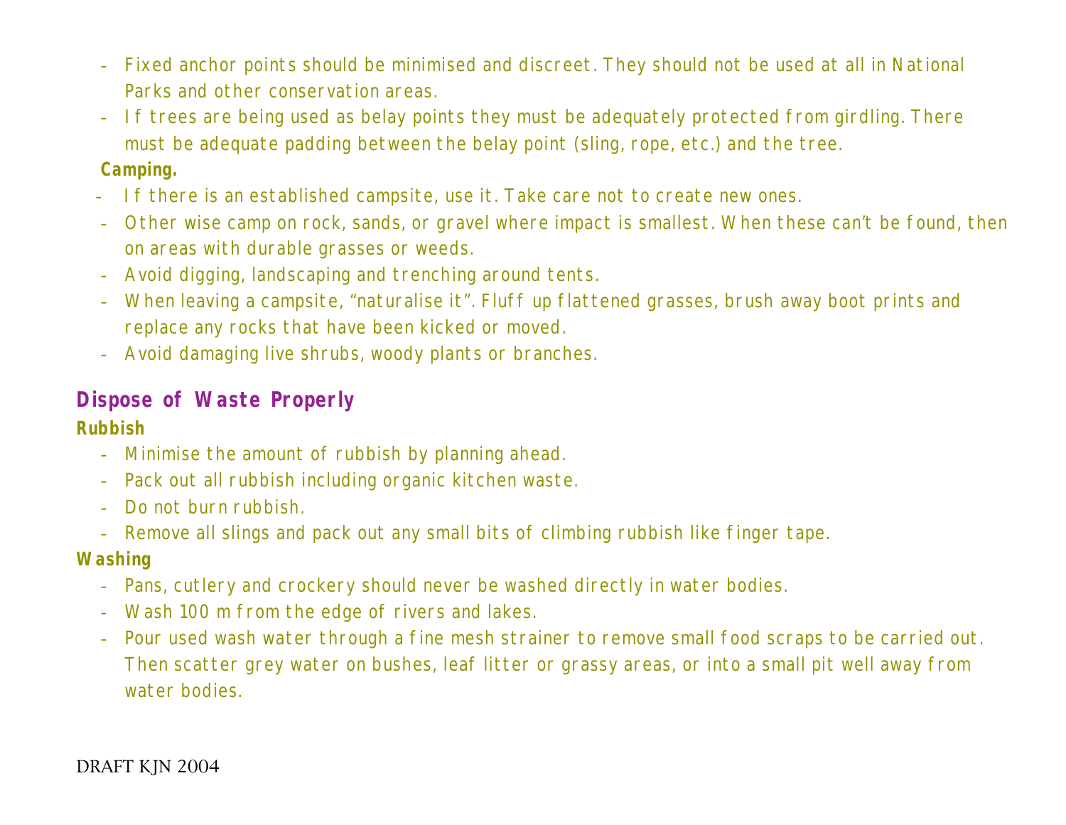- Fixed anchor points should be minimised and discreet. They should not be used at all in National Parks and other conservation areas.
- If trees are being used as belay points they must be adequately protected from girdling. There must be adequate padding between the belay point (sling, rope, etc.) and the tree.

**Camping.**

- If there is an established campsite, use it. Take care not to create new ones.
- Other wise camp on rock, sands, or gravel where impact is smallest. When these can't be found, then on areas with durable grasses or weeds.
- Avoid digging, landscaping and trenching around tents.
- When leaving a campsite, "naturalise it". Fluff up flattened grasses, brush away boot prints and replace any rocks that have been kicked or moved.
- Avoid damaging live shrubs, woody plants or branches.

## Dispose of Waste Properly

**Rubbish**

- Minimise the amount of rubbish by planning ahead.
- Pack out all rubbish including organic kitchen waste.
- Do not burn rubbish.
- Remove all slings and pack out any small bits of climbing rubbish like finger tape.

**Washing**

- Pans, cutlery and crockery should never be washed directly in water bodies.
- Wash 100 m from the edge of rivers and lakes.
- Pour used wash water through a fine mesh strainer to remove small food scraps to be carried out. Then scatter grey water on bushes, leaf litter or grassy areas, or into a small pit well away from water bodies.

DRAFT KJN 2004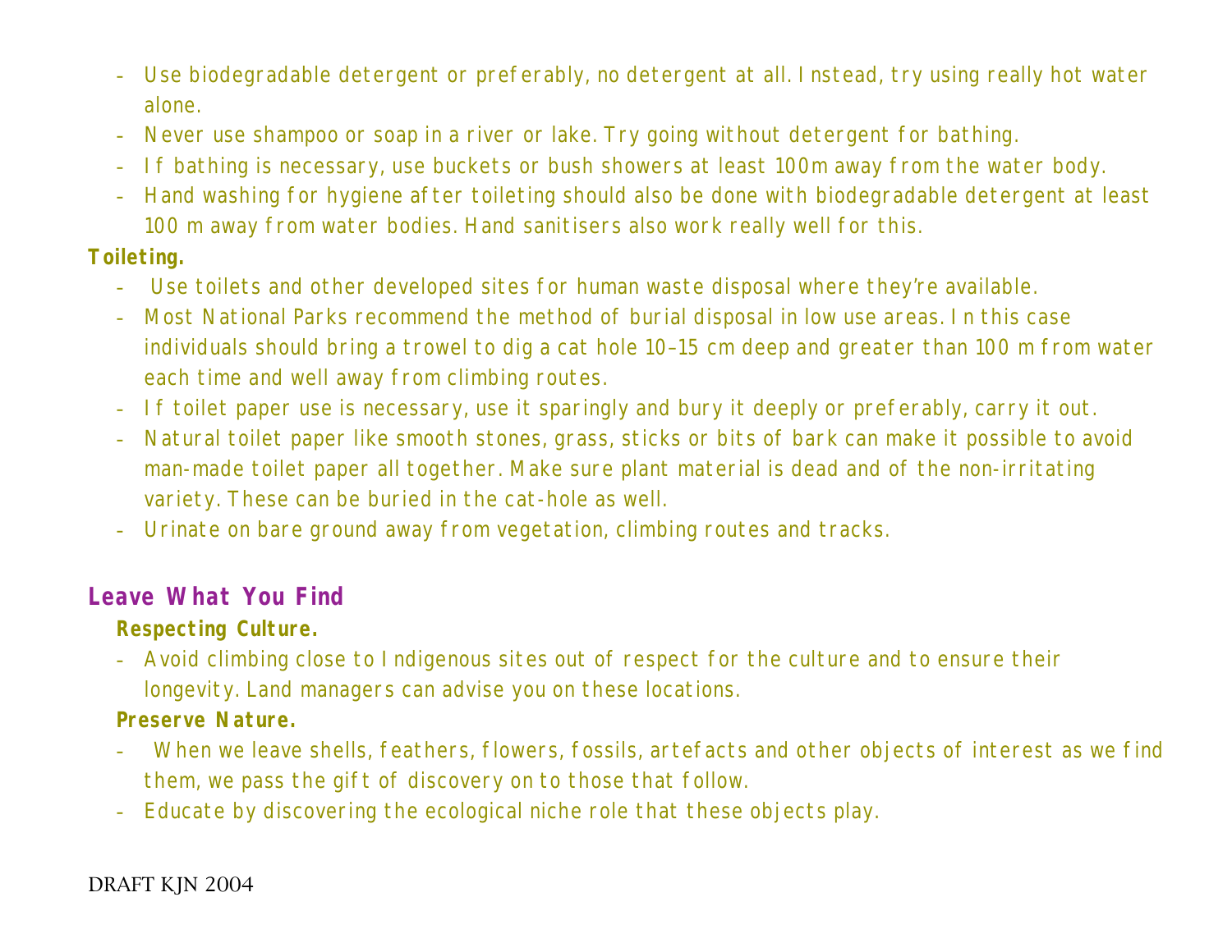- Use biodegradable detergent or preferably, no detergent at all. Instead, try using really hot water alone.
- Never use shampoo or soap in a river or lake. Try going without detergent for bathing.
- If bathing is necessary, use buckets or bush showers at least 100m away from the water body.
- Hand washing for hygiene after toileting should also be done with biodegradable detergent at least 100 m away from water bodies. Hand sanitisers also work really well for this.

**Toileting.**

- Use toilets and other developed sites for human waste disposal where they're available.
- Most National Parks recommend the method of burial disposal in low use areas. In this case individuals should bring a trowel to dig a cat hole 10–15 cm deep and greater than 100 m from water each time and well away from climbing routes.
- If toilet paper use is necessary, use it sparingly and bury it deeply or preferably, carry it out.
- Natural toilet paper like smooth stones, grass, sticks or bits of bark can make it possible to avoid man-made toilet paper all together. Make sure plant material is dead and of the non-irritating variety. These can be buried in the cat-hole as well.
- Urinate on bare ground away from vegetation, climbing routes and tracks.

## Leave What You Find

**Respecting Culture.**

- Avoid climbing close to Indigenous sites out of respect for the culture and to ensure their longevity. Land managers can advise you on these locations.

**Preserve Nature.**

- When we leave shells, feathers, flowers, fossils, artefacts and other objects of interest as we find them, we pass the gift of discovery on to those that follow.
- Educate by discovering the ecological niche role that these objects play.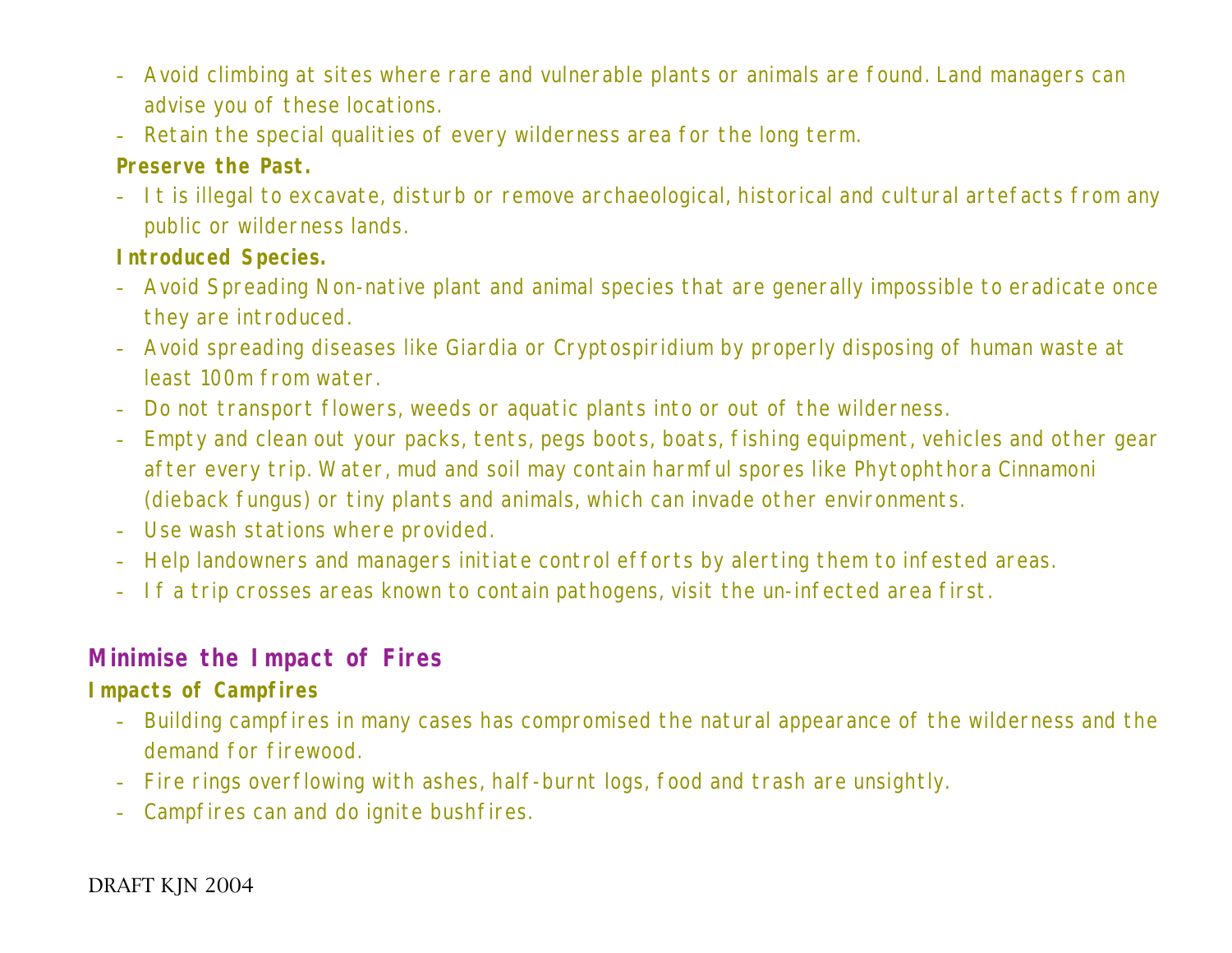- Avoid climbing at sites where rare and vulnerable plants or animals are found. Land managers can advise you of these locations.
- Retain the special qualities of every wilderness area for the long term.

**Preserve the Past.**

- It is illegal to excavate, disturb or remove archaeological, historical and cultural artefacts from any public or wilderness lands.

**Introduced Species.**

- Avoid Spreading Non-native plant and animal species that are generally impossible to eradicate once they are introduced.
- Avoid spreading diseases like Giardia or Cryptospiridium by properly disposing of human waste at least 100m from water.
- Do not transport flowers, weeds or aquatic plants into or out of the wilderness.
- Empty and clean out your packs, tents, pegs boots, boats, fishing equipment, vehicles and other gear after every trip. Water, mud and soil may contain harmful spores like Phytophthora Cinnamoni (dieback fungus) or tiny plants and animals, which can invade other environments.
- Use wash stations where provided.
- Help landowners and managers initiate control efforts by alerting them to infested areas.
- If a trip crosses areas known to contain pathogens, visit the un-infected area first.

## Minimise the Impact of Fires

**Impacts of Campfires**

- Building campfires in many cases has compromised the natural appearance of the wilderness and the demand for firewood.
- Fire rings overflowing with ashes, half-burnt logs, food and trash are unsightly.
- Campfires can and do ignite bushfires.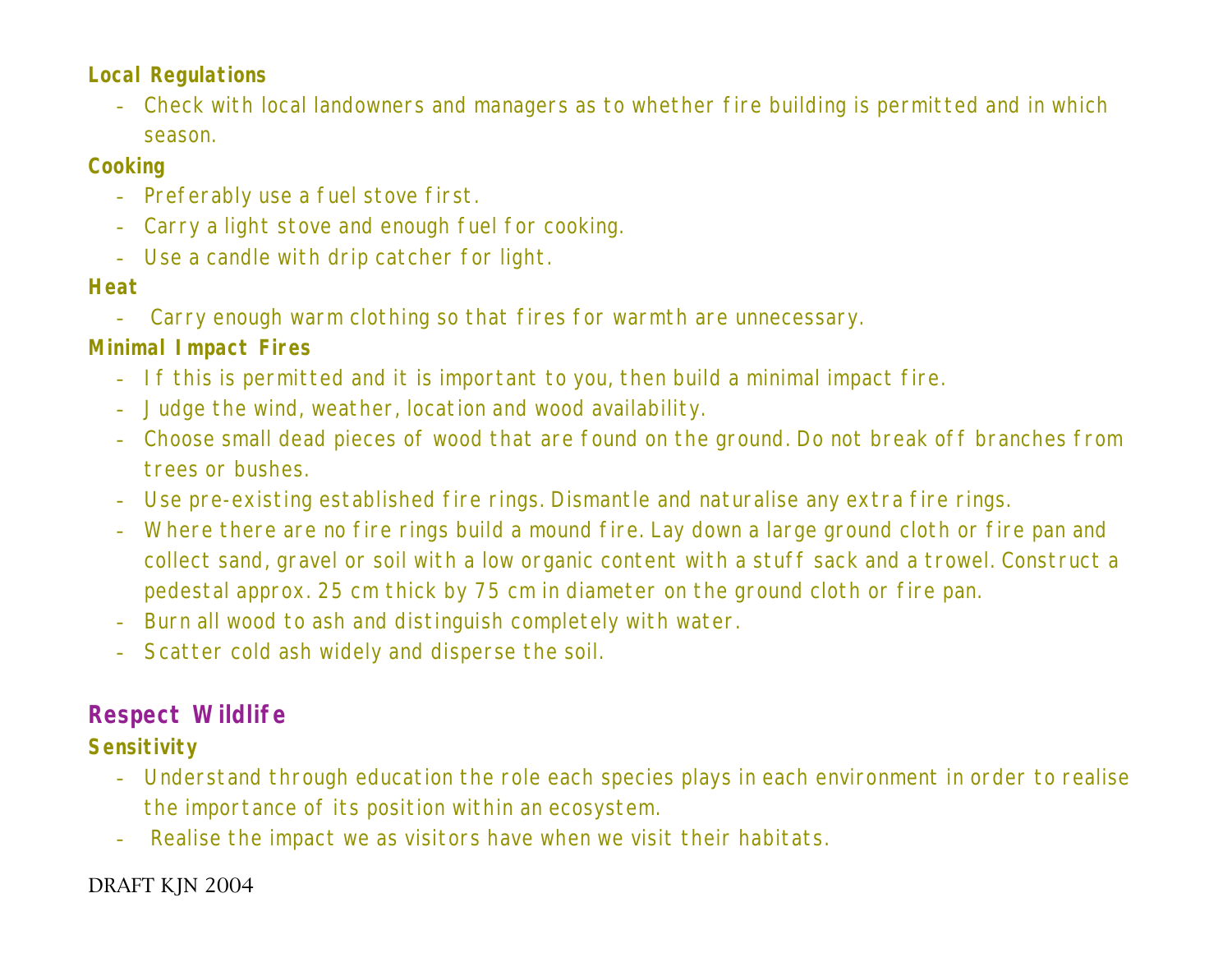**Local Regulations**

- Check with local landowners and managers as to whether fire building is permitted and in which season.

**Cooking**

- Preferably use a fuel stove first.
- Carry a light stove and enough fuel for cooking.
- Use a candle with drip catcher for light.

**Heat**

- Carry enough warm clothing so that fires for warmth are unnecessary.

**Minimal Impact Fires**

- If this is permitted and it is important to you, then build a minimal impact fire.
- Judge the wind, weather, location and wood availability.
- Choose small dead pieces of wood that are found on the ground. Do not break off branches from trees or bushes.
- Use pre-existing established fire rings. Dismantle and naturalise any extra fire rings.
- Where there are no fire rings build a mound fire. Lay down a large ground cloth or fire pan and collect sand, gravel or soil with a low organic content with a stuff sack and a trowel. Construct a pedestal approx. 25 cm thick by 75 cm in diameter on the ground cloth or fire pan.
- Burn all wood to ash and distinguish completely with water.
- Scatter cold ash widely and disperse the soil.

## Respect Wildlife

**Sensitivity**

- Understand through education the role each species plays in each environment in order to realise the importance of its position within an ecosystem.
- Realise the impact we as visitors have when we visit their habitats.

DRAFT KJN 2004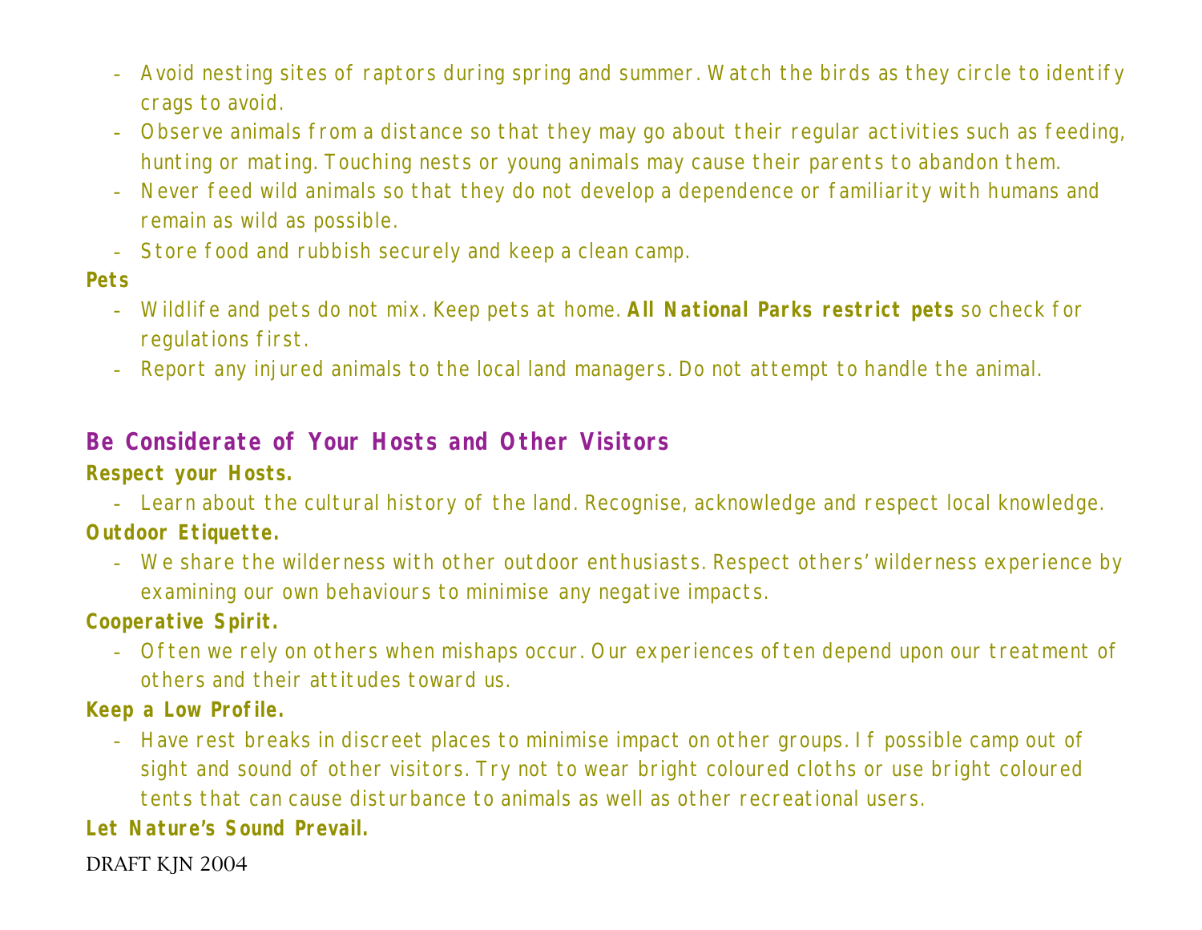- Avoid nesting sites of raptors during spring and summer. Watch the birds as they circle to identify crags to avoid.
- Observe animals from a distance so that they may go about their regular activities such as feeding, hunting or mating. Touching nests or young animals may cause their parents to abandon them.
- Never feed wild animals so that they do not develop a dependence or familiarity with humans and remain as wild as possible.
- Store food and rubbish securely and keep a clean camp.

**Pets**

- Wildlife and pets do not mix. Keep pets at home. **All National Parks restrict pets** so check for regulations first.
- Report any injured animals to the local land managers. Do not attempt to handle the animal.

## Be Considerate of Your Hosts and Other Visitors

**Respect your Hosts.**

- Learn about the cultural history of the land. Recognise, acknowledge and respect local knowledge.

**Outdoor Etiquette.**

- We share the wilderness with other outdoor enthusiasts. Respect others' wilderness experience by examining our own behaviours to minimise any negative impacts.

**Cooperative Spirit.**

- Often we rely on others when mishaps occur. Our experiences often depend upon our treatment of others and their attitudes toward us.

**Keep a Low Profile.**

- Have rest breaks in discreet places to minimise impact on other groups. If possible camp out of sight and sound of other visitors. Try not to wear bright coloured cloths or use bright coloured tents that can cause disturbance to animals as well as other recreational users.

**Let Nature's Sound Prevail.**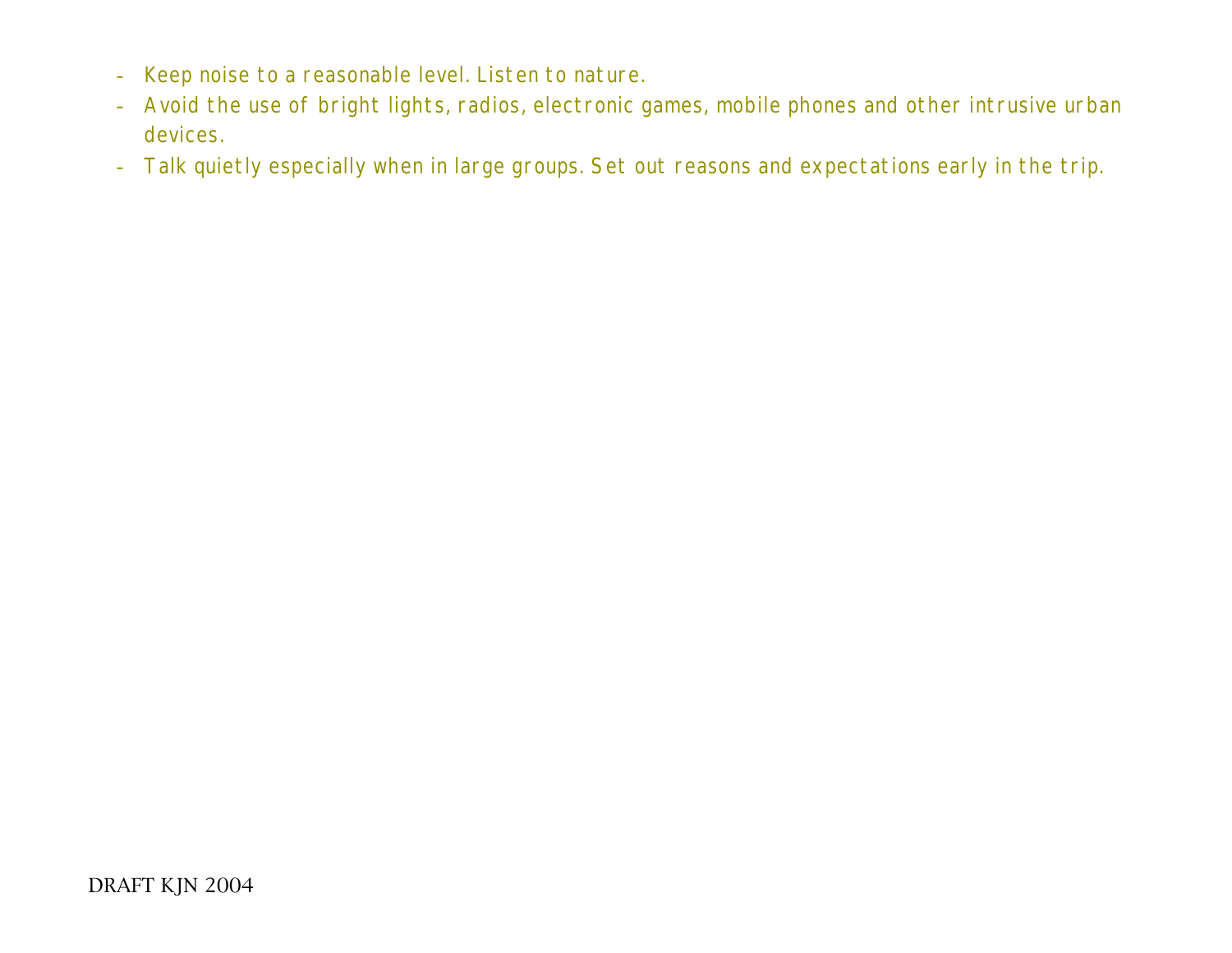- Keep noise to a reasonable level. Listen to nature.
- Avoid the use of bright lights, radios, electronic games, mobile phones and other intrusive urban devices.
- Talk quietly especially when in large groups. Set out reasons and expectations early in the trip.